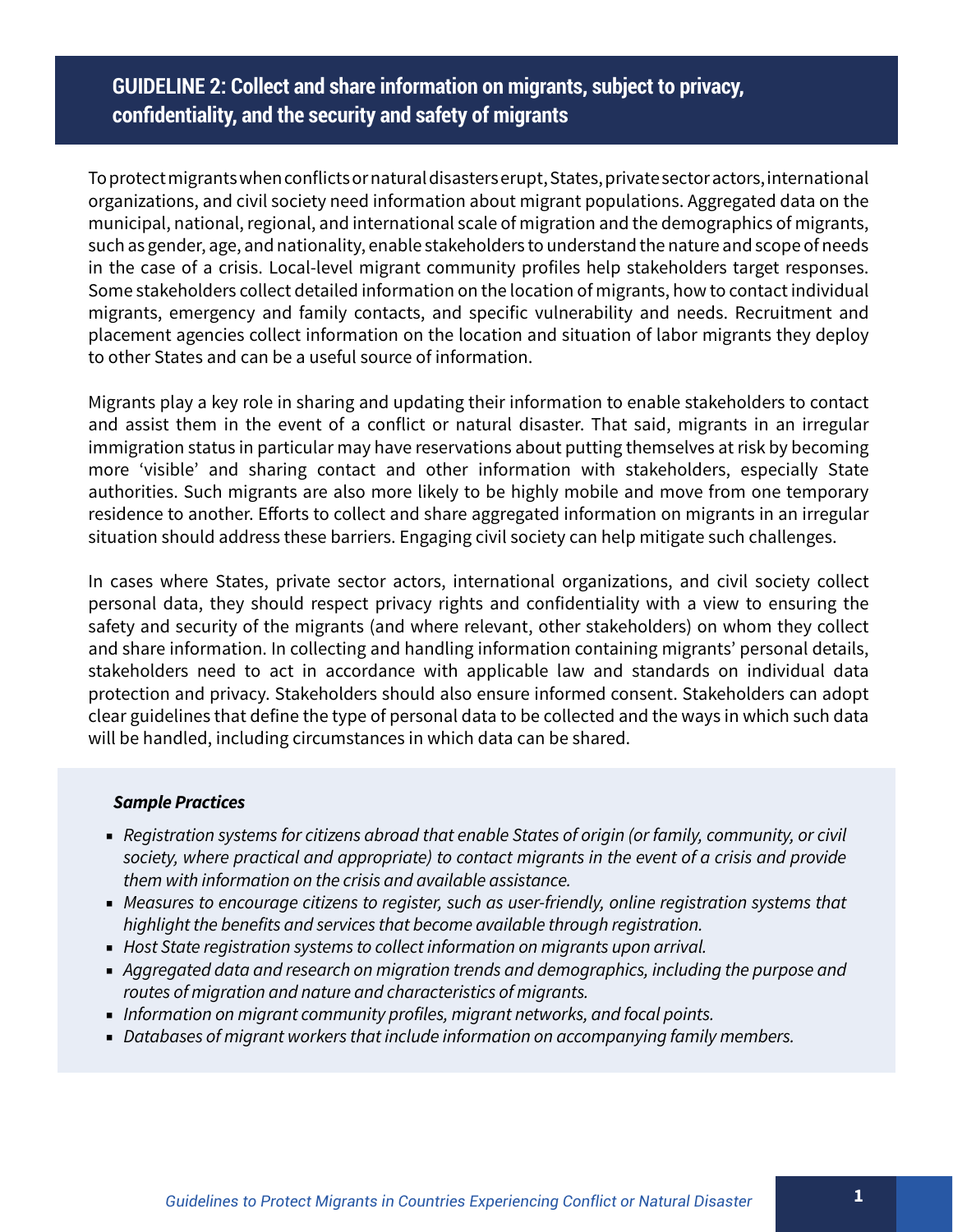## GUIDELINE 2: Collect and share information on migrants, subject to privacy, confidentiality, and the security and safety of migrants

To protect migrants when conflicts or natural disasters erupt, States, private sector actors, international organizations, and civil society need information about migrant populations. Aggregated data on the municipal, national, regional, and international scale of migration and the demographics of migrants, such as gender, age, and nationality, enable stakeholders to understand the nature and scope of needs in the case of a crisis. Local-level migrant community profiles help stakeholders target responses. Some stakeholders collect detailed information on the location of migrants, how to contact individual migrants, emergency and family contacts, and specific vulnerability and needs. Recruitment and placement agencies collect information on the location and situation of labor migrants they deploy to other States and can be a useful source of information.

Migrants play a key role in sharing and updating their information to enable stakeholders to contact and assist them in the event of a conflict or natural disaster. That said, migrants in an irregular immigration status in particular may have reservations about putting themselves at risk by becoming more 'visible' and sharing contact and other information with stakeholders, especially State authorities. Such migrants are also more likely to be highly mobile and move from one temporary residence to another. Efforts to collect and share aggregated information on migrants in an irregular situation should address these barriers. Engaging civil society can help mitigate such challenges.

In cases where States, private sector actors, international organizations, and civil society collect personal data, they should respect privacy rights and confidentiality with a view to ensuring the safety and security of the migrants (and where relevant, other stakeholders) on whom they collect and share information. In collecting and handling information containing migrants' personal details, stakeholders need to act in accordance with applicable law and standards on individual data protection and privacy. Stakeholders should also ensure informed consent. Stakeholders can adopt clear guidelines that define the type of personal data to be collected and the ways in which such data will be handled, including circumstances in which data can be shared.

***Sample Practices***

- *Registration systems for citizens abroad that enable States of origin (or family, community, or civil society, where practical and appropriate) to contact migrants in the event of a crisis and provide them with information on the crisis and available assistance.*
- *Measures to encourage citizens to register, such as user-friendly, online registration systems that highlight the benefits and services that become available through registration.*
- *Host State registration systems to collect information on migrants upon arrival.*
- *Aggregated data and research on migration trends and demographics, including the purpose and routes of migration and nature and characteristics of migrants.*
- *Information on migrant community profiles, migrant networks, and focal points.*
- *Databases of migrant workers that include information on accompanying family members.*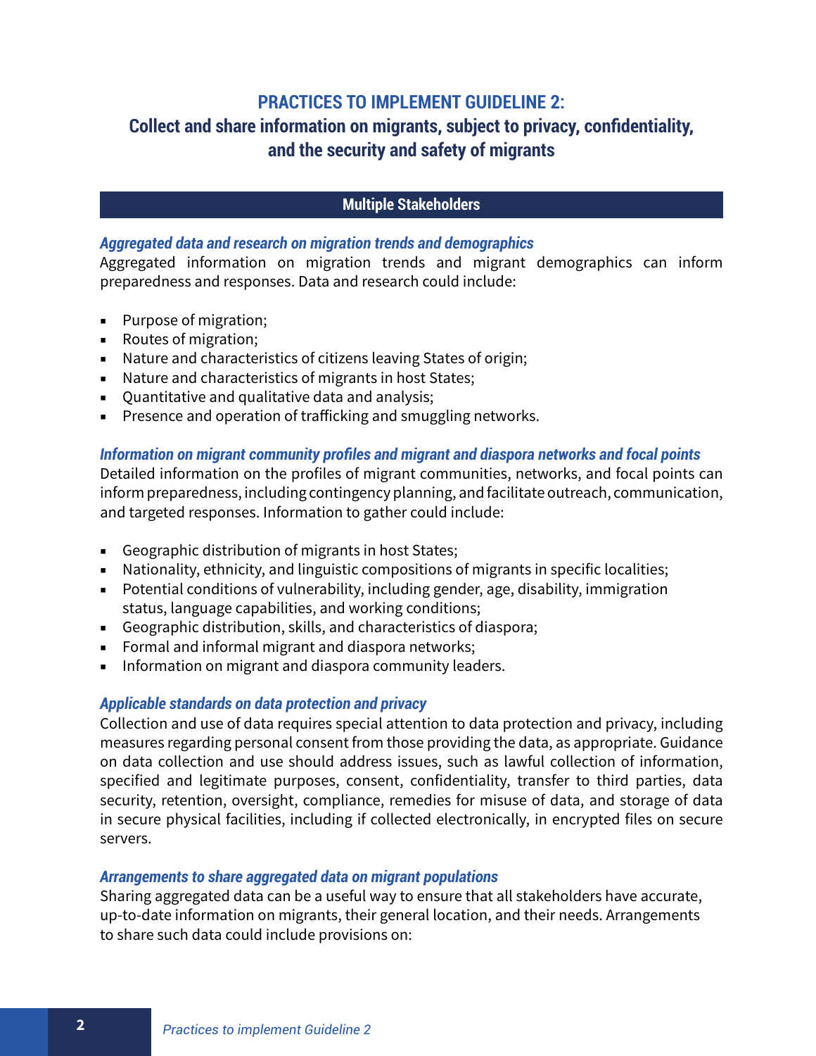## PRACTICES TO IMPLEMENT GUIDELINE 2:
## Collect and share information on migrants, subject to privacy, confidentiality, and the security and safety of migrants

### Multiple Stakeholders

***Aggregated data and research on migration trends and demographics***

Aggregated information on migration trends and migrant demographics can inform preparedness and responses. Data and research could include:

- Purpose of migration;
- Routes of migration;
- Nature and characteristics of citizens leaving States of origin;
- Nature and characteristics of migrants in host States;
- Quantitative and qualitative data and analysis;
- Presence and operation of trafficking and smuggling networks.

***Information on migrant community profiles and migrant and diaspora networks and focal points***

Detailed information on the profiles of migrant communities, networks, and focal points can inform preparedness, including contingency planning, and facilitate outreach, communication, and targeted responses. Information to gather could include:

- Geographic distribution of migrants in host States;
- Nationality, ethnicity, and linguistic compositions of migrants in specific localities;
- Potential conditions of vulnerability, including gender, age, disability, immigration status, language capabilities, and working conditions;
- Geographic distribution, skills, and characteristics of diaspora;
- Formal and informal migrant and diaspora networks;
- Information on migrant and diaspora community leaders.

***Applicable standards on data protection and privacy***

Collection and use of data requires special attention to data protection and privacy, including measures regarding personal consent from those providing the data, as appropriate. Guidance on data collection and use should address issues, such as lawful collection of information, specified and legitimate purposes, consent, confidentiality, transfer to third parties, data security, retention, oversight, compliance, remedies for misuse of data, and storage of data in secure physical facilities, including if collected electronically, in encrypted files on secure servers.

***Arrangements to share aggregated data on migrant populations***

Sharing aggregated data can be a useful way to ensure that all stakeholders have accurate, up-to-date information on migrants, their general location, and their needs. Arrangements to share such data could include provisions on: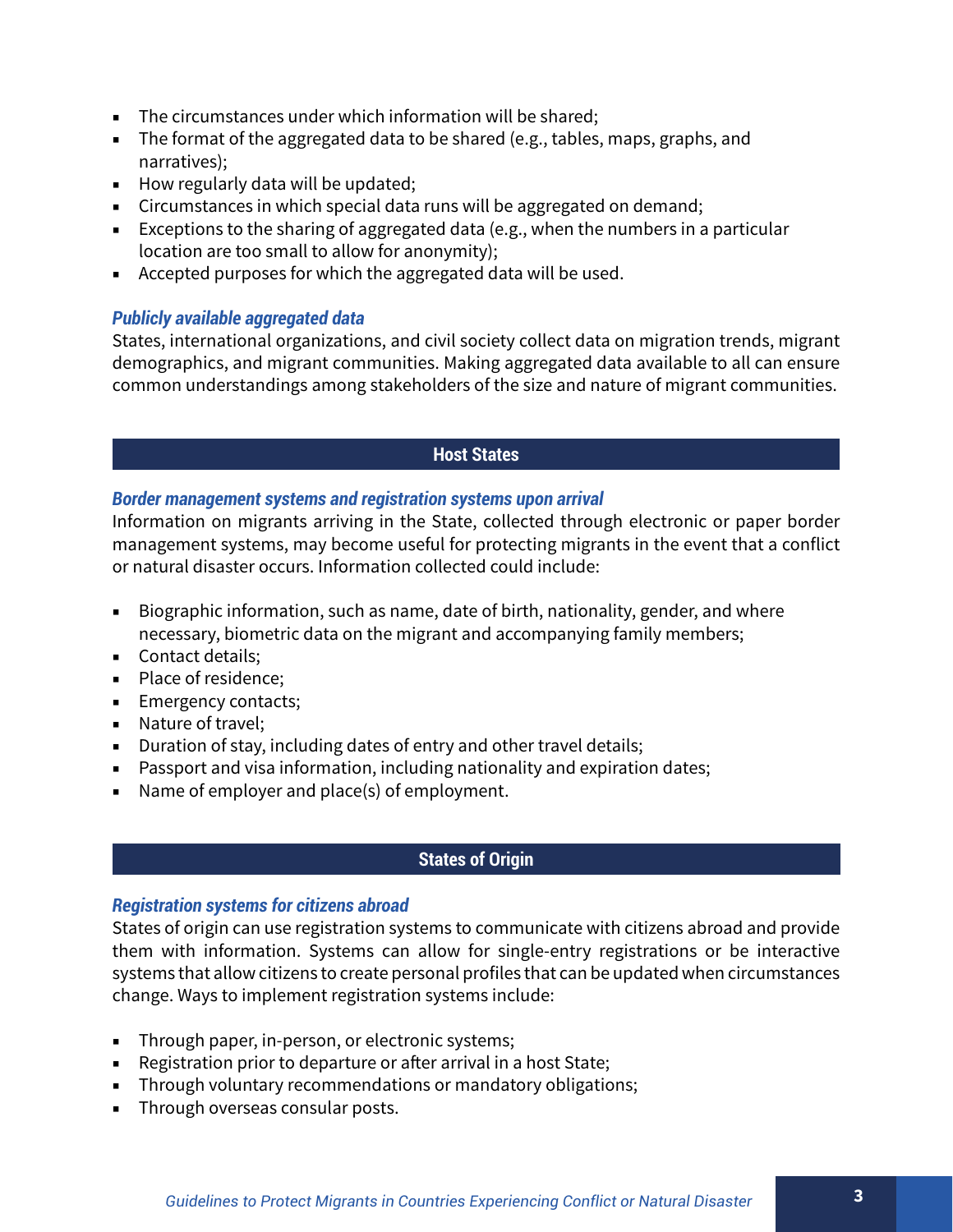- The circumstances under which information will be shared;
- The format of the aggregated data to be shared (e.g., tables, maps, graphs, and narratives);
- How regularly data will be updated;
- Circumstances in which special data runs will be aggregated on demand;
- Exceptions to the sharing of aggregated data (e.g., when the numbers in a particular location are too small to allow for anonymity);
- Accepted purposes for which the aggregated data will be used.

### *Publicly available aggregated data*

States, international organizations, and civil society collect data on migration trends, migrant demographics, and migrant communities. Making aggregated data available to all can ensure common understandings among stakeholders of the size and nature of migrant communities.

## Host States

### *Border management systems and registration systems upon arrival*

Information on migrants arriving in the State, collected through electronic or paper border management systems, may become useful for protecting migrants in the event that a conflict or natural disaster occurs. Information collected could include:

- Biographic information, such as name, date of birth, nationality, gender, and where necessary, biometric data on the migrant and accompanying family members;
- Contact details;
- Place of residence;
- Emergency contacts;
- Nature of travel;
- Duration of stay, including dates of entry and other travel details;
- Passport and visa information, including nationality and expiration dates;
- Name of employer and place(s) of employment.

## States of Origin

### *Registration systems for citizens abroad*

States of origin can use registration systems to communicate with citizens abroad and provide them with information. Systems can allow for single-entry registrations or be interactive systems that allow citizens to create personal profiles that can be updated when circumstances change. Ways to implement registration systems include:

- Through paper, in-person, or electronic systems;
- Registration prior to departure or after arrival in a host State;
- Through voluntary recommendations or mandatory obligations;
- Through overseas consular posts.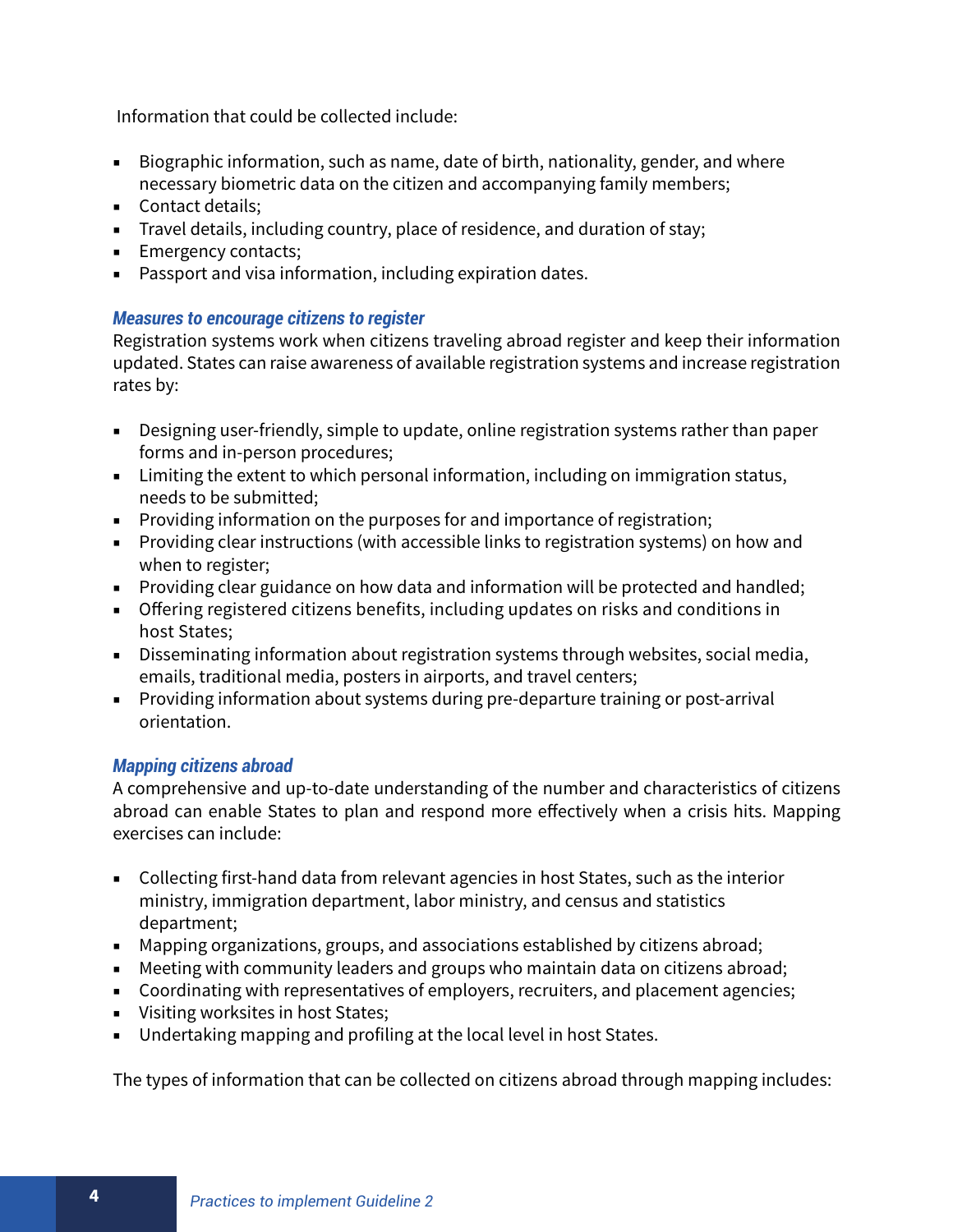Information that could be collected include:

- Biographic information, such as name, date of birth, nationality, gender, and where necessary biometric data on the citizen and accompanying family members;
- Contact details;
- Travel details, including country, place of residence, and duration of stay;
- Emergency contacts;
- Passport and visa information, including expiration dates.

### *Measures to encourage citizens to register*

Registration systems work when citizens traveling abroad register and keep their information updated. States can raise awareness of available registration systems and increase registration rates by:

- Designing user-friendly, simple to update, online registration systems rather than paper forms and in-person procedures;
- Limiting the extent to which personal information, including on immigration status, needs to be submitted;
- Providing information on the purposes for and importance of registration;
- Providing clear instructions (with accessible links to registration systems) on how and when to register;
- Providing clear guidance on how data and information will be protected and handled;
- Offering registered citizens benefits, including updates on risks and conditions in host States;
- Disseminating information about registration systems through websites, social media, emails, traditional media, posters in airports, and travel centers;
- Providing information about systems during pre-departure training or post-arrival orientation.

### *Mapping citizens abroad*

A comprehensive and up-to-date understanding of the number and characteristics of citizens abroad can enable States to plan and respond more effectively when a crisis hits. Mapping exercises can include:

- Collecting first-hand data from relevant agencies in host States, such as the interior ministry, immigration department, labor ministry, and census and statistics department;
- Mapping organizations, groups, and associations established by citizens abroad;
- Meeting with community leaders and groups who maintain data on citizens abroad;
- Coordinating with representatives of employers, recruiters, and placement agencies;
- Visiting worksites in host States;
- Undertaking mapping and profiling at the local level in host States.

The types of information that can be collected on citizens abroad through mapping includes: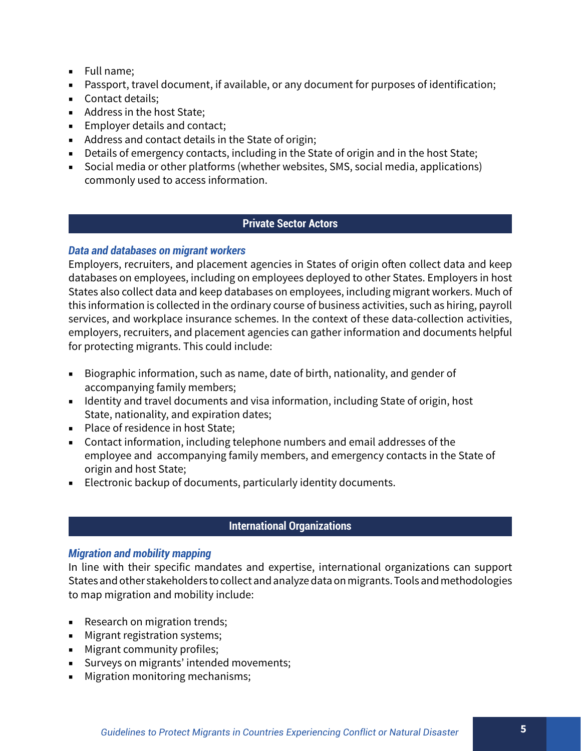- Full name;
- Passport, travel document, if available, or any document for purposes of identification;
- Contact details;
- Address in the host State;
- Employer details and contact;
- Address and contact details in the State of origin;
- Details of emergency contacts, including in the State of origin and in the host State;
- Social media or other platforms (whether websites, SMS, social media, applications) commonly used to access information.

## Private Sector Actors

### *Data and databases on migrant workers*

Employers, recruiters, and placement agencies in States of origin often collect data and keep databases on employees, including on employees deployed to other States. Employers in host States also collect data and keep databases on employees, including migrant workers. Much of this information is collected in the ordinary course of business activities, such as hiring, payroll services, and workplace insurance schemes. In the context of these data-collection activities, employers, recruiters, and placement agencies can gather information and documents helpful for protecting migrants. This could include:

- Biographic information, such as name, date of birth, nationality, and gender of accompanying family members;
- Identity and travel documents and visa information, including State of origin, host State, nationality, and expiration dates;
- Place of residence in host State;
- Contact information, including telephone numbers and email addresses of the employee and accompanying family members, and emergency contacts in the State of origin and host State;
- Electronic backup of documents, particularly identity documents.

## International Organizations

### *Migration and mobility mapping*

In line with their specific mandates and expertise, international organizations can support States and other stakeholders to collect and analyze data on migrants. Tools and methodologies to map migration and mobility include:

- Research on migration trends;
- Migrant registration systems;
- Migrant community profiles;
- Surveys on migrants' intended movements;
- Migration monitoring mechanisms;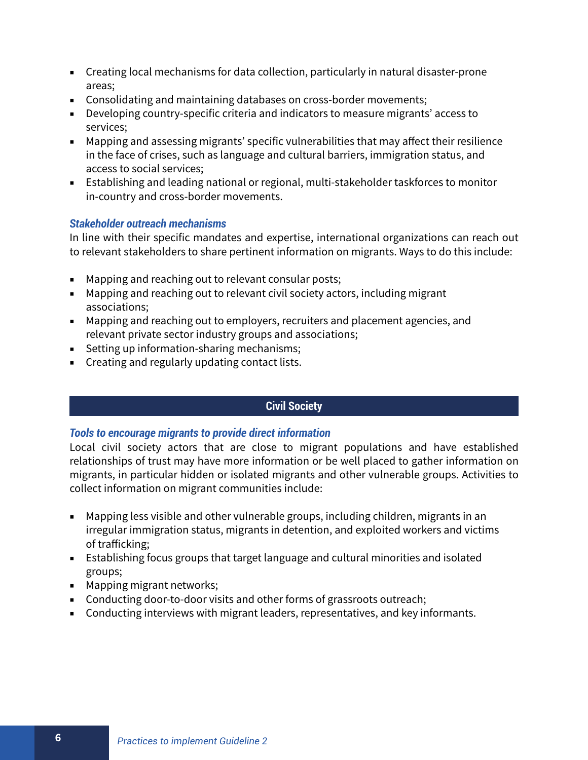- Creating local mechanisms for data collection, particularly in natural disaster-prone areas;
- Consolidating and maintaining databases on cross-border movements;
- Developing country-specific criteria and indicators to measure migrants' access to services;
- Mapping and assessing migrants' specific vulnerabilities that may affect their resilience in the face of crises, such as language and cultural barriers, immigration status, and access to social services;
- Establishing and leading national or regional, multi-stakeholder taskforces to monitor in-country and cross-border movements.

### *Stakeholder outreach mechanisms*

In line with their specific mandates and expertise, international organizations can reach out to relevant stakeholders to share pertinent information on migrants. Ways to do this include:

- Mapping and reaching out to relevant consular posts;
- Mapping and reaching out to relevant civil society actors, including migrant associations;
- Mapping and reaching out to employers, recruiters and placement agencies, and relevant private sector industry groups and associations;
- Setting up information-sharing mechanisms;
- Creating and regularly updating contact lists.

## Civil Society

### *Tools to encourage migrants to provide direct information*

Local civil society actors that are close to migrant populations and have established relationships of trust may have more information or be well placed to gather information on migrants, in particular hidden or isolated migrants and other vulnerable groups. Activities to collect information on migrant communities include:

- Mapping less visible and other vulnerable groups, including children, migrants in an irregular immigration status, migrants in detention, and exploited workers and victims of trafficking;
- Establishing focus groups that target language and cultural minorities and isolated groups;
- Mapping migrant networks;
- Conducting door-to-door visits and other forms of grassroots outreach;
- Conducting interviews with migrant leaders, representatives, and key informants.